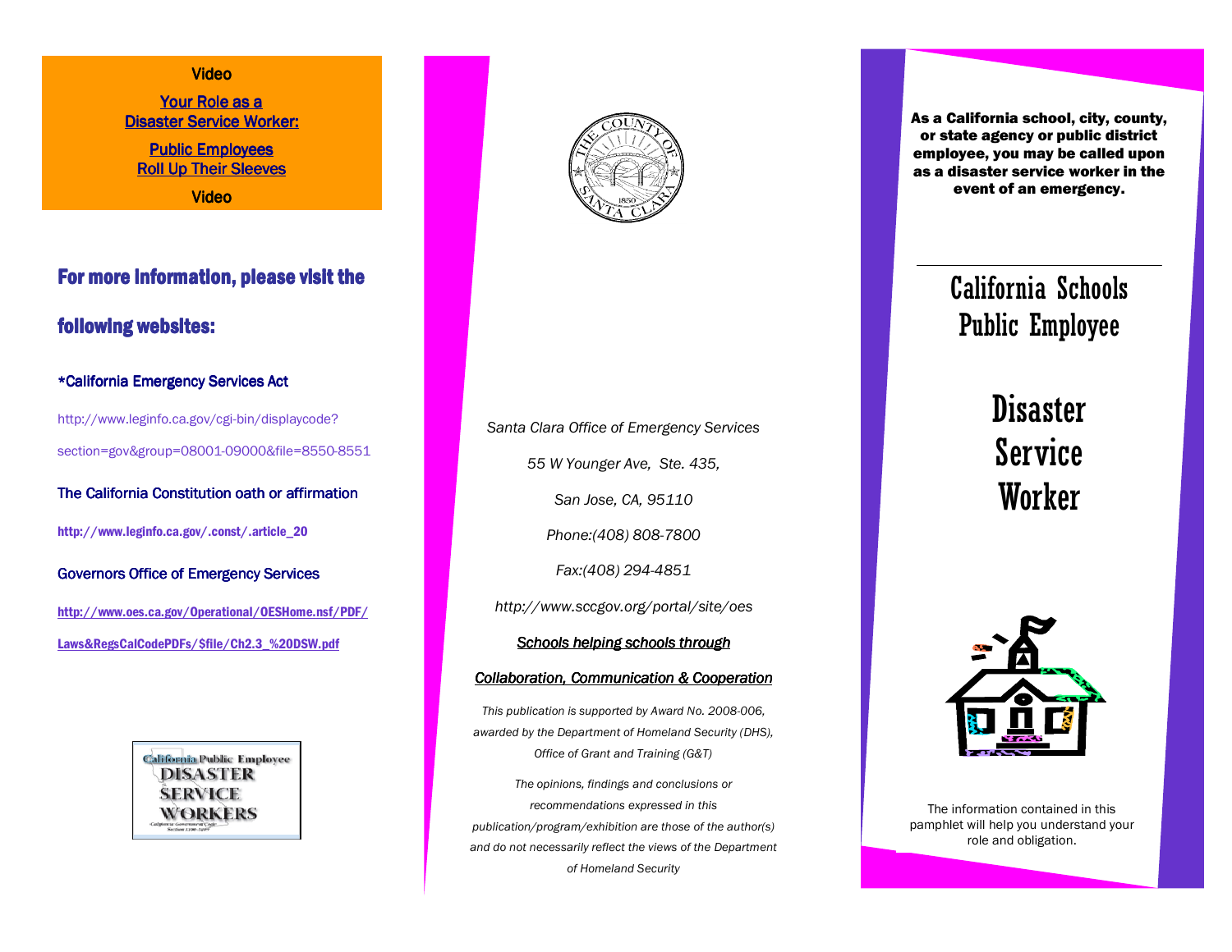Video

[Your Role as a Disaster Service Worker:]

[Public Employees Roll Up Their Sleeves]

Video

## For more information, please visit the following websites:

*California Emergency Services Act

http://www.leginfo.ca.gov/cgi-bin/displaycode?section=gov&group=08001-09000&file=8550-8551

The California Constitution oath or affirmation

http://www.leginfo.ca.gov/.const/.article_20

Governors Office of Emergency Services

http://www.oes.ca.gov/Operational/OESHome.nsf/PDF/Laws&RegsCalCodePDFs/$file/Ch2.3_%20DSW.pdf

California Public Employee DISASTER SERVICE WORKERS

*Santa Clara Office of Emergency Services*

*55 W Younger Ave, Ste. 435,*

*San Jose, CA, 95110*

*Phone:(408) 808-7800*

*Fax:(408) 294-4851*

*http://www.sccgov.org/portal/site/oes*

***Schools helping schools through***

***Collaboration, Communication & Cooperation***

*This publication is supported by Award No. 2008-006, awarded by the Department of Homeland Security (DHS), Office of Grant and Training (G&T)*

*The opinions, findings and conclusions or recommendations expressed in this publication/program/exhibition are those of the author(s) and do not necessarily reflect the views of the Department of Homeland Security*

**As a California school, city, county, or state agency or public district employee, you may be called upon as a disaster service worker in the event of an emergency.**

# California Schools Public Employee

# Disaster Service Worker

The information contained in this pamphlet will help you understand your role and obligation.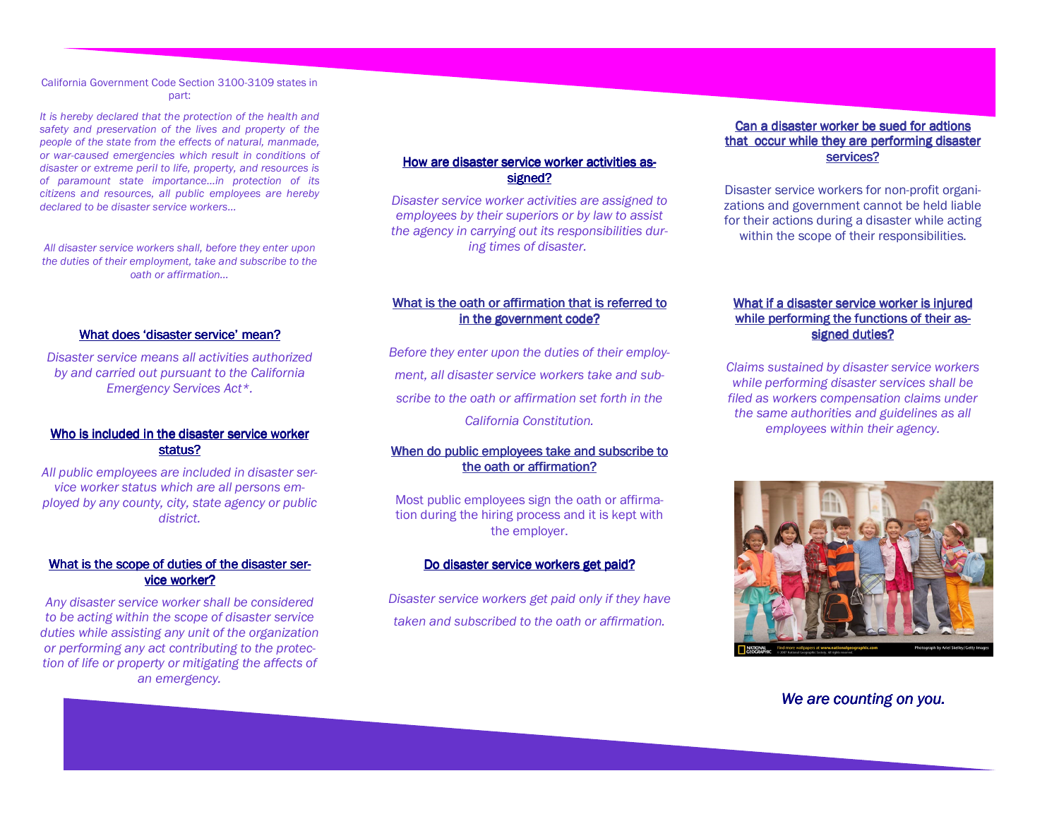California Government Code Section 3100-3109 states in part:

*It is hereby declared that the protection of the health and safety and preservation of the lives and property of the people of the state from the effects of natural, manmade, or war-caused emergencies which result in conditions of disaster or extreme peril to life, property, and resources is of paramount state importance…in protection of its citizens and resources, all public employees are hereby declared to be disaster service workers…*

*All disaster service workers shall, before they enter upon the duties of their employment, take and subscribe to the oath or affirmation…*

### What does 'disaster service' mean?

*Disaster service means all activities authorized by and carried out pursuant to the California Emergency Services Act\*.*

### Who is included in the disaster service worker status?

*All public employees are included in disaster service worker status which are all persons employed by any county, city, state agency or public district.*

### What is the scope of duties of the disaster service worker?

*Any disaster service worker shall be considered to be acting within the scope of disaster service duties while assisting any unit of the organization or performing any act contributing to the protection of life or property or mitigating the affects of an emergency.*

### How are disaster service worker activities assigned?

*Disaster service worker activities are assigned to employees by their superiors or by law to assist the agency in carrying out its responsibilities during times of disaster.*

### What is the oath or affirmation that is referred to in the government code?

*Before they enter upon the duties of their employment, all disaster service workers take and subscribe to the oath or affirmation set forth in the California Constitution.*

### When do public employees take and subscribe to the oath or affirmation?

Most public employees sign the oath or affirmation during the hiring process and it is kept with the employer.

### Do disaster service workers get paid?

*Disaster service workers get paid only if they have taken and subscribed to the oath or affirmation.*

### Can a disaster worker be sued for adtions that occur while they are performing disaster services?

Disaster service workers for non-profit organizations and government cannot be held liable for their actions during a disaster while acting within the scope of their responsibilities.

### What if a disaster service worker is injured while performing the functions of their assigned duties?

*Claims sustained by disaster service workers while performing disaster services shall be filed as workers compensation claims under the same authorities and guidelines as all employees within their agency.*

*We are counting on you.*